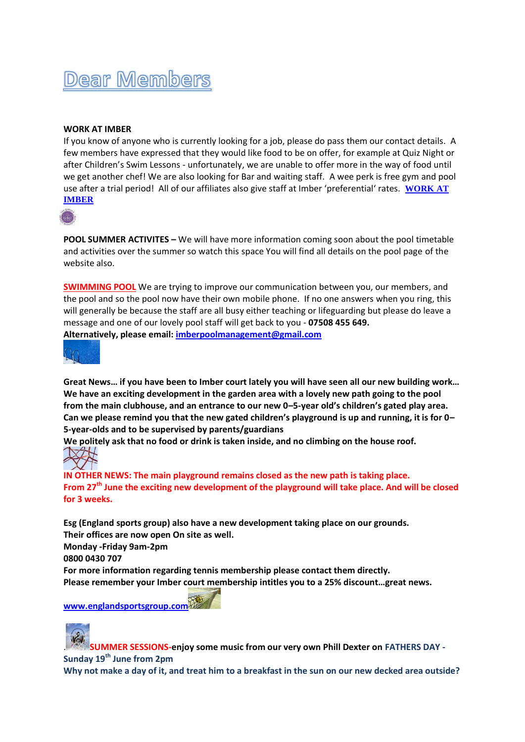# Dear Members

**WORK AT IMBER**

If you know of anyone who is currently looking for a job, please do pass them our contact details. A few members have expressed that they would like food to be on offer, for example at Quiz Night or after Children's Swim Lessons - unfortunately, we are unable to offer more in the way of food until we get another chef! We are also looking for Bar and waiting staff. A wee perk is free gym and pool use after a trial period! All of our affiliates also give staff at Imber 'preferential' rates. **WORK AT IMBER**

**POOL SUMMER ACTIVITES –** We will have more information coming soon about the pool timetable and activities over the summer so watch this space You will find all details on the pool page of the website also.

**SWIMMING POOL** We are trying to improve our communication between you, our members, and the pool and so the pool now have their own mobile phone. If no one answers when you ring, this will generally be because the staff are all busy either teaching or lifeguarding but please do leave a message and one of our lovely pool staff will get back to you - **07508 455 649.**
**Alternatively, please email: imberpoolmanagement@gmail.com**

**Great News… if you have been to Imber court lately you will have seen all our new building work… We have an exciting development in the garden area with a lovely new path going to the pool from the main clubhouse, and an entrance to our new 0–5-year old's children's gated play area. Can we please remind you that the new gated children's playground is up and running, it is for 0–5-year-olds and to be supervised by parents/guardians**
**We politely ask that no food or drink is taken inside, and no climbing on the house roof.**

**IN OTHER NEWS: The main playground remains closed as the new path is taking place. From 27th June the exciting new development of the playground will take place. And will be closed for 3 weeks.**

**Esg (England sports group) also have a new development taking place on our grounds.**
**Their offices are now open On site as well.**
**Monday -Friday 9am-2pm**
**0800 0430 707**
**For more information regarding tennis membership please contact them directly.**
**Please remember your Imber court membership intitles you to a 25% discount…great news.**

**www.englandsportsgroup.com**

**SUMMER SESSIONS-enjoy some music from our very own Phill Dexter on FATHERS DAY - Sunday 19th June from 2pm**
**Why not make a day of it, and treat him to a breakfast in the sun on our new decked area outside?**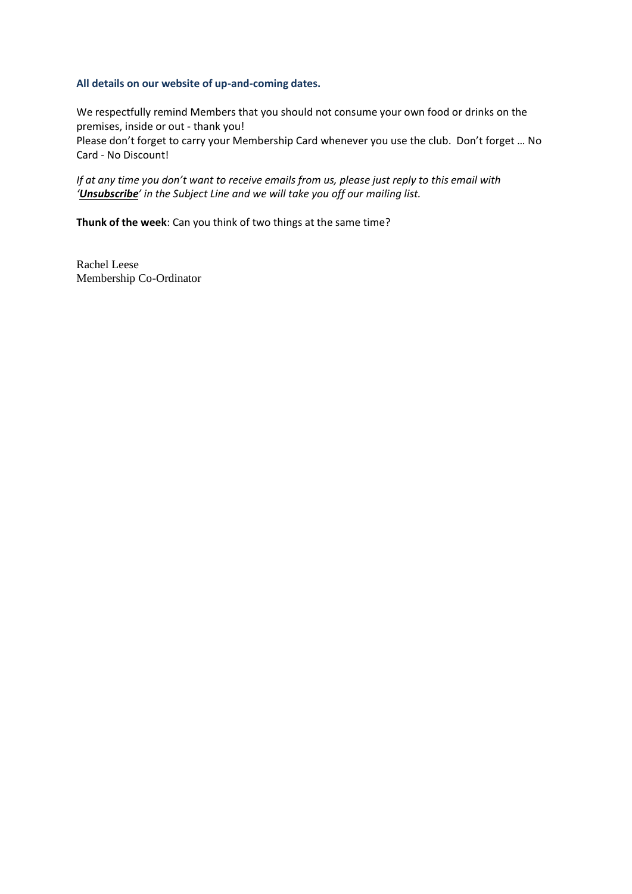**All details on our website of up-and-coming dates.**

We respectfully remind Members that you should not consume your own food or drinks on the premises, inside or out - thank you!
Please don't forget to carry your Membership Card whenever you use the club. Don't forget … No Card - No Discount!

*If at any time you don't want to receive emails from us, please just reply to this email with '**Unsubscribe**' in the Subject Line and we will take you off our mailing list.*

**Thunk of the week**: Can you think of two things at the same time?

Rachel Leese
Membership Co-Ordinator